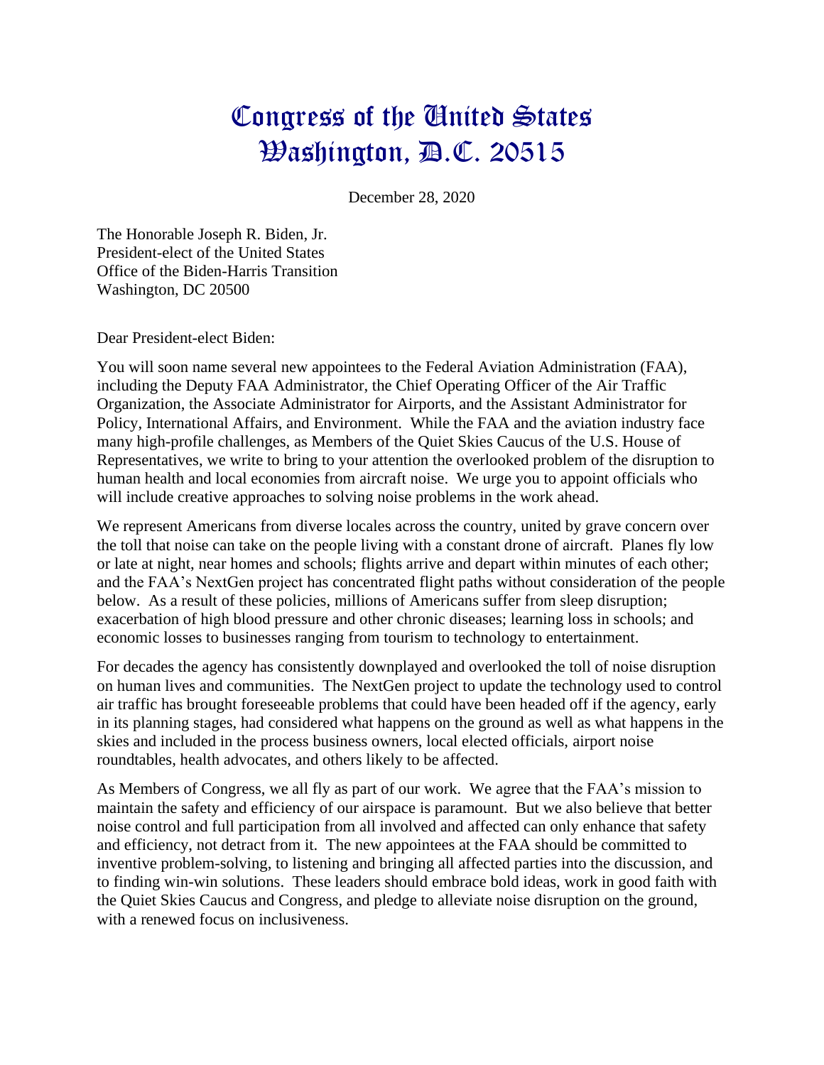# Congress of the United States
# Washington, D.C. 20515

December 28, 2020

The Honorable Joseph R. Biden, Jr.
President-elect of the United States
Office of the Biden-Harris Transition
Washington, DC 20500

Dear President-elect Biden:

You will soon name several new appointees to the Federal Aviation Administration (FAA), including the Deputy FAA Administrator, the Chief Operating Officer of the Air Traffic Organization, the Associate Administrator for Airports, and the Assistant Administrator for Policy, International Affairs, and Environment. While the FAA and the aviation industry face many high-profile challenges, as Members of the Quiet Skies Caucus of the U.S. House of Representatives, we write to bring to your attention the overlooked problem of the disruption to human health and local economies from aircraft noise. We urge you to appoint officials who will include creative approaches to solving noise problems in the work ahead.

We represent Americans from diverse locales across the country, united by grave concern over the toll that noise can take on the people living with a constant drone of aircraft. Planes fly low or late at night, near homes and schools; flights arrive and depart within minutes of each other; and the FAA's NextGen project has concentrated flight paths without consideration of the people below. As a result of these policies, millions of Americans suffer from sleep disruption; exacerbation of high blood pressure and other chronic diseases; learning loss in schools; and economic losses to businesses ranging from tourism to technology to entertainment.

For decades the agency has consistently downplayed and overlooked the toll of noise disruption on human lives and communities. The NextGen project to update the technology used to control air traffic has brought foreseeable problems that could have been headed off if the agency, early in its planning stages, had considered what happens on the ground as well as what happens in the skies and included in the process business owners, local elected officials, airport noise roundtables, health advocates, and others likely to be affected.

As Members of Congress, we all fly as part of our work. We agree that the FAA's mission to maintain the safety and efficiency of our airspace is paramount. But we also believe that better noise control and full participation from all involved and affected can only enhance that safety and efficiency, not detract from it. The new appointees at the FAA should be committed to inventive problem-solving, to listening and bringing all affected parties into the discussion, and to finding win-win solutions. These leaders should embrace bold ideas, work in good faith with the Quiet Skies Caucus and Congress, and pledge to alleviate noise disruption on the ground, with a renewed focus on inclusiveness.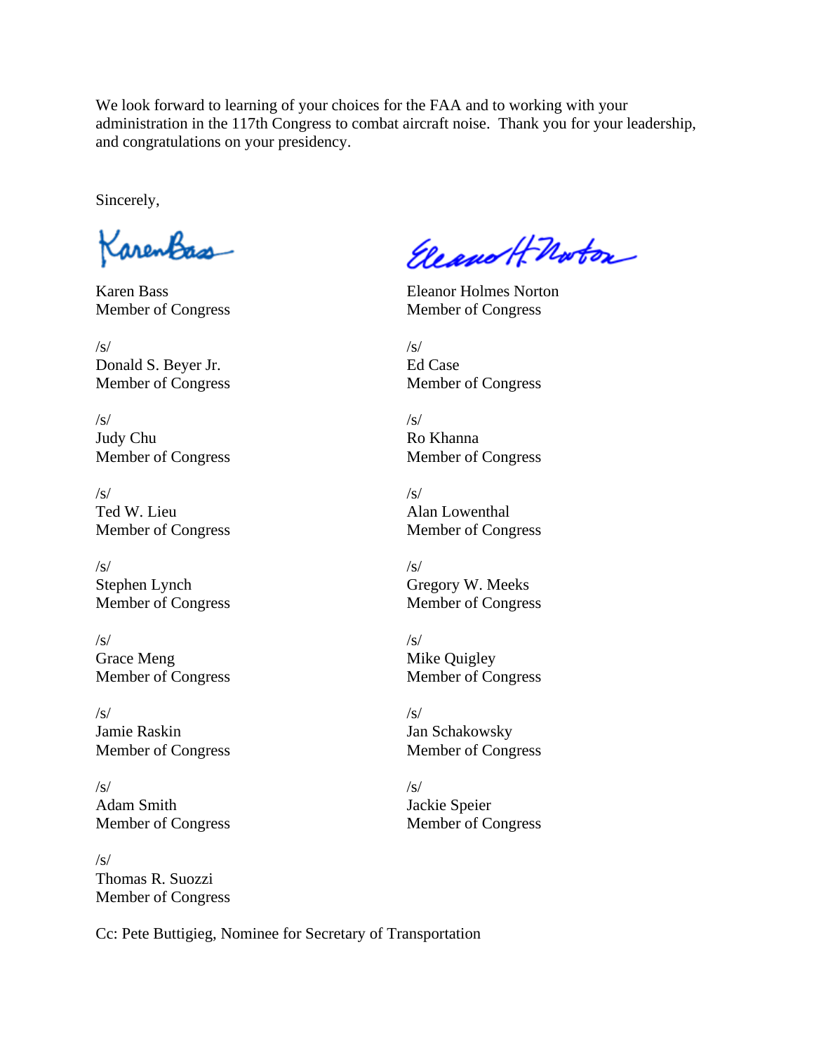We look forward to learning of your choices for the FAA and to working with your administration in the 117th Congress to combat aircraft noise. Thank you for your leadership, and congratulations on your presidency.

Sincerely,

Karen Bass
Member of Congress

Eleanor Holmes Norton
Member of Congress

/s/
Donald S. Beyer Jr.
Member of Congress

/s/
Ed Case
Member of Congress

/s/
Judy Chu
Member of Congress

/s/
Ro Khanna
Member of Congress

/s/
Ted W. Lieu
Member of Congress

/s/
Alan Lowenthal
Member of Congress

/s/
Stephen Lynch
Member of Congress

/s/
Gregory W. Meeks
Member of Congress

/s/
Grace Meng
Member of Congress

/s/
Mike Quigley
Member of Congress

/s/
Jamie Raskin
Member of Congress

/s/
Jan Schakowsky
Member of Congress

/s/
Adam Smith
Member of Congress

/s/
Jackie Speier
Member of Congress

/s/
Thomas R. Suozzi
Member of Congress

Cc: Pete Buttigieg, Nominee for Secretary of Transportation